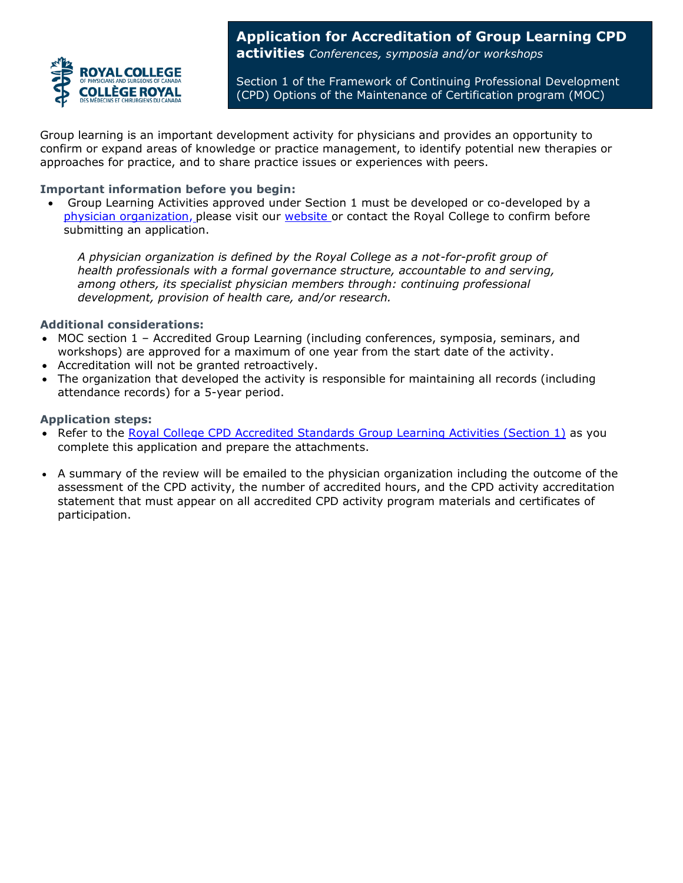# Application for Accreditation of Group Learning CPD activities *Conferences, symposia and/or workshops*

Section 1 of the Framework of Continuing Professional Development (CPD) Options of the Maintenance of Certification program (MOC)

Group learning is an important development activity for physicians and provides an opportunity to confirm or expand areas of knowledge or practice management, to identify potential new therapies or approaches for practice, and to share practice issues or experiences with peers.

### Important information before you begin:

- Group Learning Activities approved under Section 1 must be developed or co-developed by a physician organization, please visit our website or contact the Royal College to confirm before submitting an application.

  *A physician organization is defined by the Royal College as a not-for-profit group of health professionals with a formal governance structure, accountable to and serving, among others, its specialist physician members through: continuing professional development, provision of health care, and/or research.*

### Additional considerations:

- MOC section 1 – Accredited Group Learning (including conferences, symposia, seminars, and workshops) are approved for a maximum of one year from the start date of the activity.
- Accreditation will not be granted retroactively.
- The organization that developed the activity is responsible for maintaining all records (including attendance records) for a 5-year period.

### Application steps:

- Refer to the Royal College CPD Accredited Standards Group Learning Activities (Section 1) as you complete this application and prepare the attachments.
- A summary of the review will be emailed to the physician organization including the outcome of the assessment of the CPD activity, the number of accredited hours, and the CPD activity accreditation statement that must appear on all accredited CPD activity program materials and certificates of participation.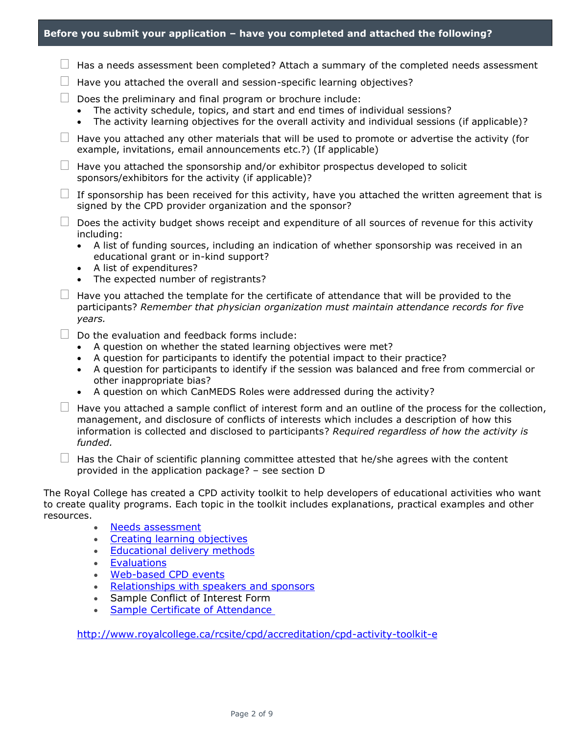## Before you submit your application – have you completed and attached the following?

- ☐ Has a needs assessment been completed? Attach a summary of the completed needs assessment
- ☐ Have you attached the overall and session-specific learning objectives?
- ☐ Does the preliminary and final program or brochure include:
  - The activity schedule, topics, and start and end times of individual sessions?
  - The activity learning objectives for the overall activity and individual sessions (if applicable)?
- ☐ Have you attached any other materials that will be used to promote or advertise the activity (for example, invitations, email announcements etc.?) (If applicable)
- ☐ Have you attached the sponsorship and/or exhibitor prospectus developed to solicit sponsors/exhibitors for the activity (if applicable)?
- ☐ If sponsorship has been received for this activity, have you attached the written agreement that is signed by the CPD provider organization and the sponsor?
- ☐ Does the activity budget shows receipt and expenditure of all sources of revenue for this activity including:
  - A list of funding sources, including an indication of whether sponsorship was received in an educational grant or in-kind support?
  - A list of expenditures?
  - The expected number of registrants?
- ☐ Have you attached the template for the certificate of attendance that will be provided to the participants? *Remember that physician organization must maintain attendance records for five years.*
- ☐ Do the evaluation and feedback forms include:
  - A question on whether the stated learning objectives were met?
  - A question for participants to identify the potential impact to their practice?
  - A question for participants to identify if the session was balanced and free from commercial or other inappropriate bias?
  - A question on which CanMEDS Roles were addressed during the activity?
- ☐ Have you attached a sample conflict of interest form and an outline of the process for the collection, management, and disclosure of conflicts of interests which includes a description of how this information is collected and disclosed to participants? *Required regardless of how the activity is funded.*
- ☐ Has the Chair of scientific planning committee attested that he/she agrees with the content provided in the application package? – see section D

The Royal College has created a CPD activity toolkit to help developers of educational activities who want to create quality programs. Each topic in the toolkit includes explanations, practical examples and other resources.

- Needs assessment
- Creating learning objectives
- Educational delivery methods
- Evaluations
- Web-based CPD events
- Relationships with speakers and sponsors
- Sample Conflict of Interest Form
- Sample Certificate of Attendance

http://www.royalcollege.ca/rcsite/cpd/accreditation/cpd-activity-toolkit-e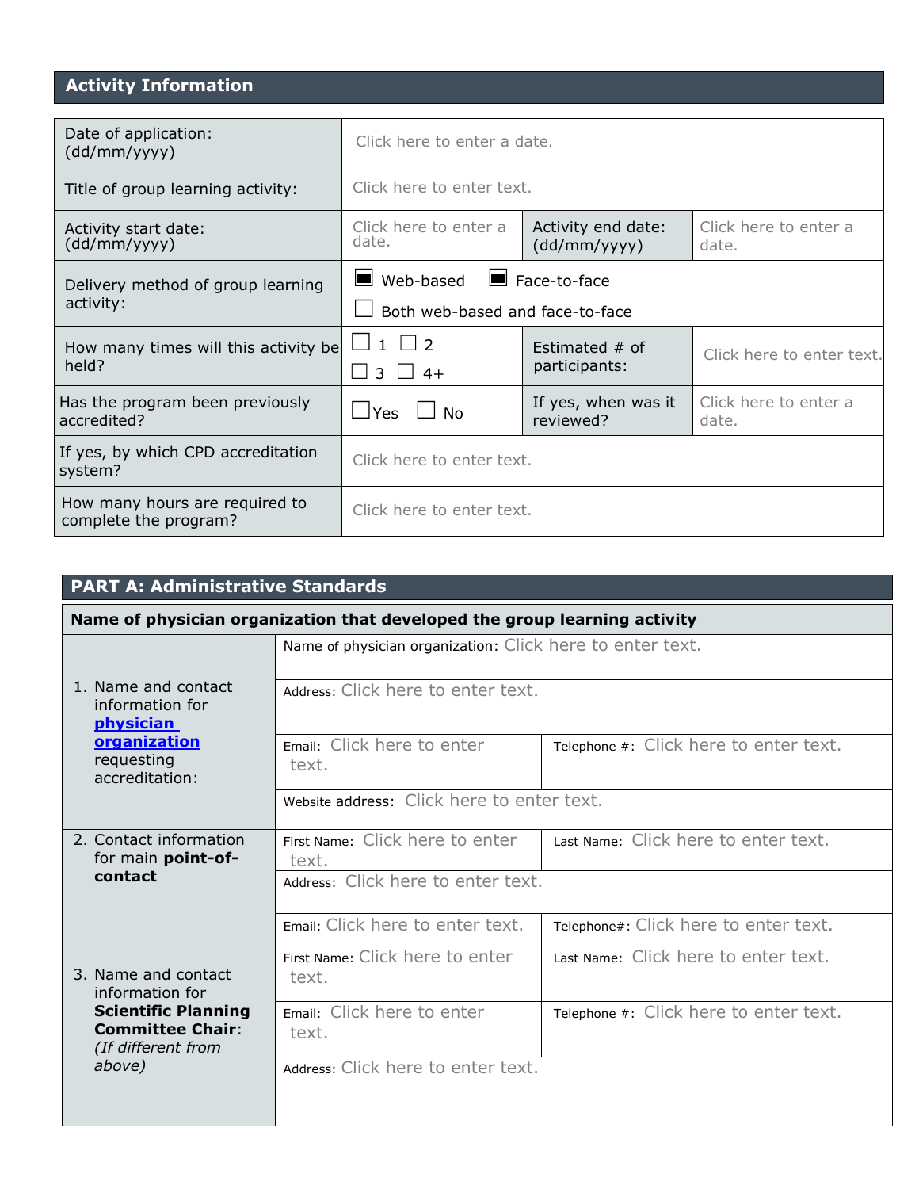## Activity Information

| | | | |
|---|---|---|---|
| Date of application: (dd/mm/yyyy) | Click here to enter a date. | | |
| Title of group learning activity: | Click here to enter text. | | |
| Activity start date: (dd/mm/yyyy) | Click here to enter a date. | Activity end date: (dd/mm/yyyy) | Click here to enter a date. |
| Delivery method of group learning activity: | ■ Web-based ■ Face-to-face ☐ Both web-based and face-to-face | | |
| How many times will this activity be held? | ☐ 1 ☐ 2 ☐ 3 ☐ 4+ | Estimated # of participants: | Click here to enter text. |
| Has the program been previously accredited? | ☐Yes ☐ No | If yes, when was it reviewed? | Click here to enter a date. |
| If yes, by which CPD accreditation system? | Click here to enter text. | | |
| How many hours are required to complete the program? | Click here to enter text. | | |

## PART A: Administrative Standards

| **Name of physician organization that developed the group learning activity** | | |
|---|---|---|
| 1. Name and contact information for **physician organization** requesting accreditation: | Name of physician organization: Click here to enter text. | |
| | Address: Click here to enter text. | |
| | Email: Click here to enter text. | Telephone #: Click here to enter text. |
| | Website address: Click here to enter text. | |
| 2. Contact information for main **point-of-contact** | First Name: Click here to enter text. | Last Name: Click here to enter text. |
| | Address: Click here to enter text. | |
| | Email: Click here to enter text. | Telephone#: Click here to enter text. |
| 3. Name and contact information for **Scientific Planning Committee Chair**: *(If different from above)* | First Name: Click here to enter text. | Last Name: Click here to enter text. |
| | Email: Click here to enter text. | Telephone #: Click here to enter text. |
| | Address: Click here to enter text. | |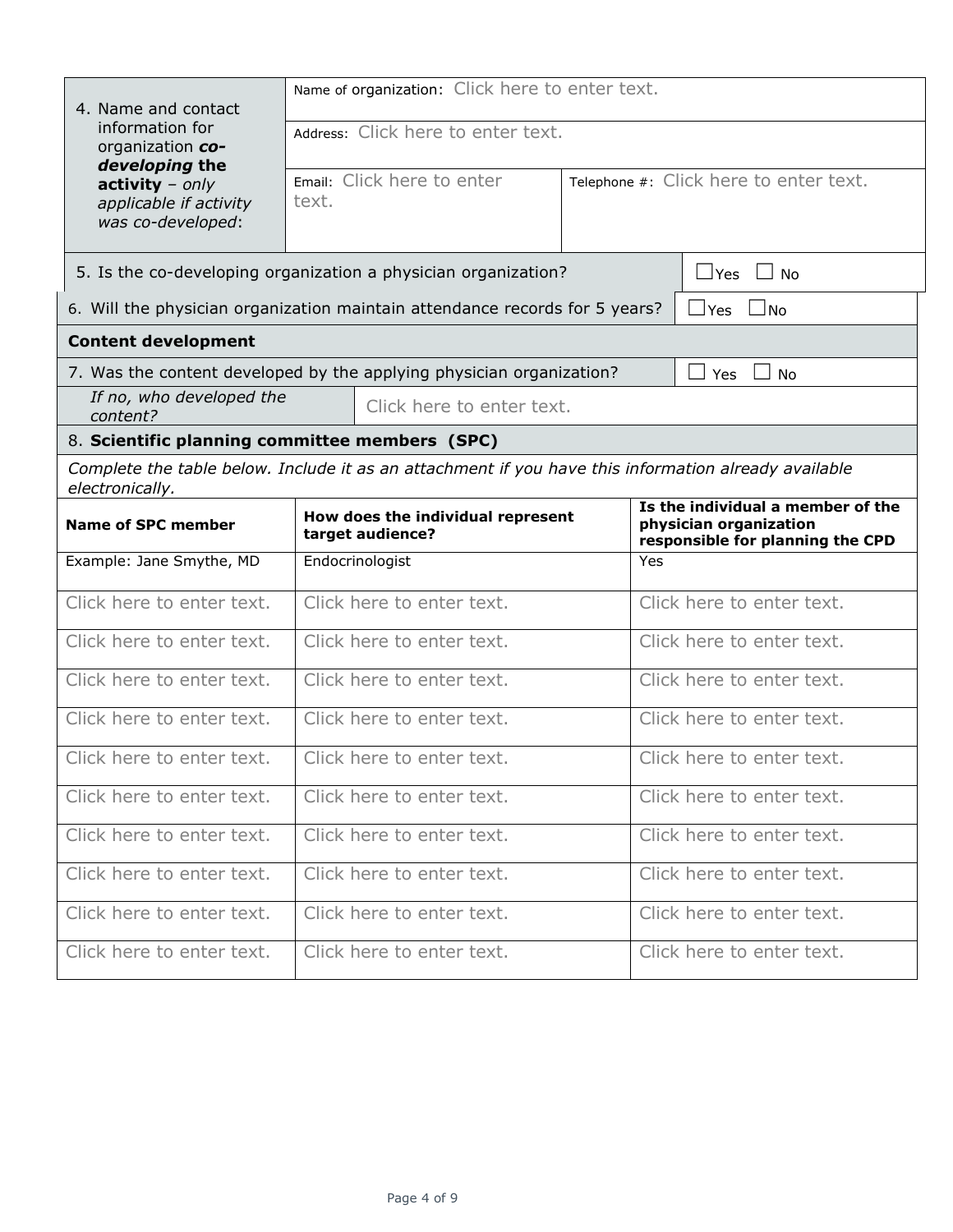| 4. Name and contact information for organization ***co-developing*** **the activity** – *only applicable if activity was co-developed*: | Name of organization: Click here to enter text. | |
|---|---|---|
| | Address: Click here to enter text. | |
| | Email: Click here to enter text. | Telephone #: Click here to enter text. |

| 5. Is the co-developing organization a physician organization? | ☐Yes ☐ No |
|---|---|
| 6. Will the physician organization maintain attendance records for 5 years? | ☐Yes ☐No |

**Content development**

| 7. Was the content developed by the applying physician organization? | ☐ Yes ☐ No |
|---|---|
| *If no, who developed the content?* | Click here to enter text. |

8. **Scientific planning committee members (SPC)**

*Complete the table below. Include it as an attachment if you have this information already available electronically.*

| Name of SPC member | How does the individual represent target audience? | Is the individual a member of the physician organization responsible for planning the CPD |
|---|---|---|
| Example: Jane Smythe, MD | Endocrinologist | Yes |
| Click here to enter text. | Click here to enter text. | Click here to enter text. |
| Click here to enter text. | Click here to enter text. | Click here to enter text. |
| Click here to enter text. | Click here to enter text. | Click here to enter text. |
| Click here to enter text. | Click here to enter text. | Click here to enter text. |
| Click here to enter text. | Click here to enter text. | Click here to enter text. |
| Click here to enter text. | Click here to enter text. | Click here to enter text. |
| Click here to enter text. | Click here to enter text. | Click here to enter text. |
| Click here to enter text. | Click here to enter text. | Click here to enter text. |
| Click here to enter text. | Click here to enter text. | Click here to enter text. |
| Click here to enter text. | Click here to enter text. | Click here to enter text. |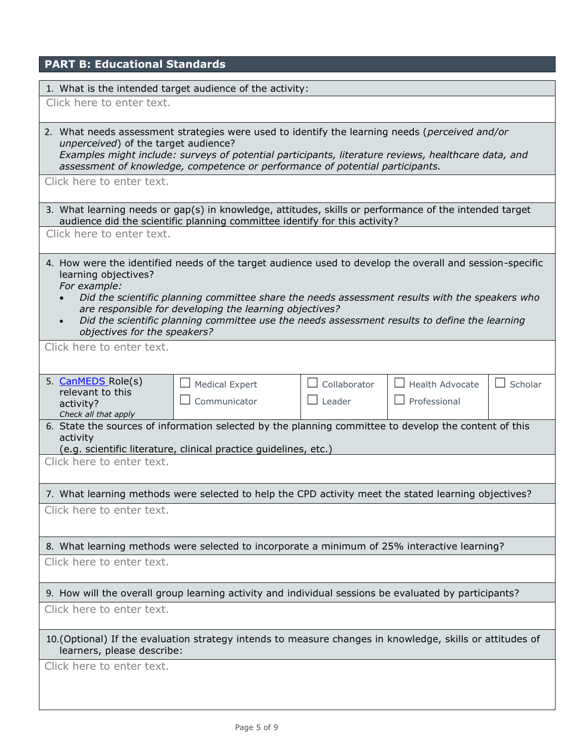## PART B: Educational Standards

1. What is the intended target audience of the activity:

Click here to enter text.

2. What needs assessment strategies were used to identify the learning needs (*perceived and/or unperceived*) of the target audience?
   *Examples might include: surveys of potential participants, literature reviews, healthcare data, and assessment of knowledge, competence or performance of potential participants.*

Click here to enter text.

3. What learning needs or gap(s) in knowledge, attitudes, skills or performance of the intended target audience did the scientific planning committee identify for this activity?

Click here to enter text.

4. How were the identified needs of the target audience used to develop the overall and session-specific learning objectives?
   *For example:*
   - *Did the scientific planning committee share the needs assessment results with the speakers who are responsible for developing the learning objectives?*
   - *Did the scientific planning committee use the needs assessment results to define the learning objectives for the speakers?*

Click here to enter text.

| 5. CanMEDS Role(s) relevant to this activity? *Check all that apply* | ☐ Medical Expert<br>☐ Communicator | ☐ Collaborator<br>☐ Leader | ☐ Health Advocate<br>☐ Professional | ☐ Scholar |
|---|---|---|---|---|

6. State the sources of information selected by the planning committee to develop the content of this activity
   (e.g. scientific literature, clinical practice guidelines, etc.)

Click here to enter text.

7. What learning methods were selected to help the CPD activity meet the stated learning objectives?

Click here to enter text.

8. What learning methods were selected to incorporate a minimum of 25% interactive learning?

Click here to enter text.

9. How will the overall group learning activity and individual sessions be evaluated by participants?

Click here to enter text.

10. (Optional) If the evaluation strategy intends to measure changes in knowledge, skills or attitudes of learners, please describe:

Click here to enter text.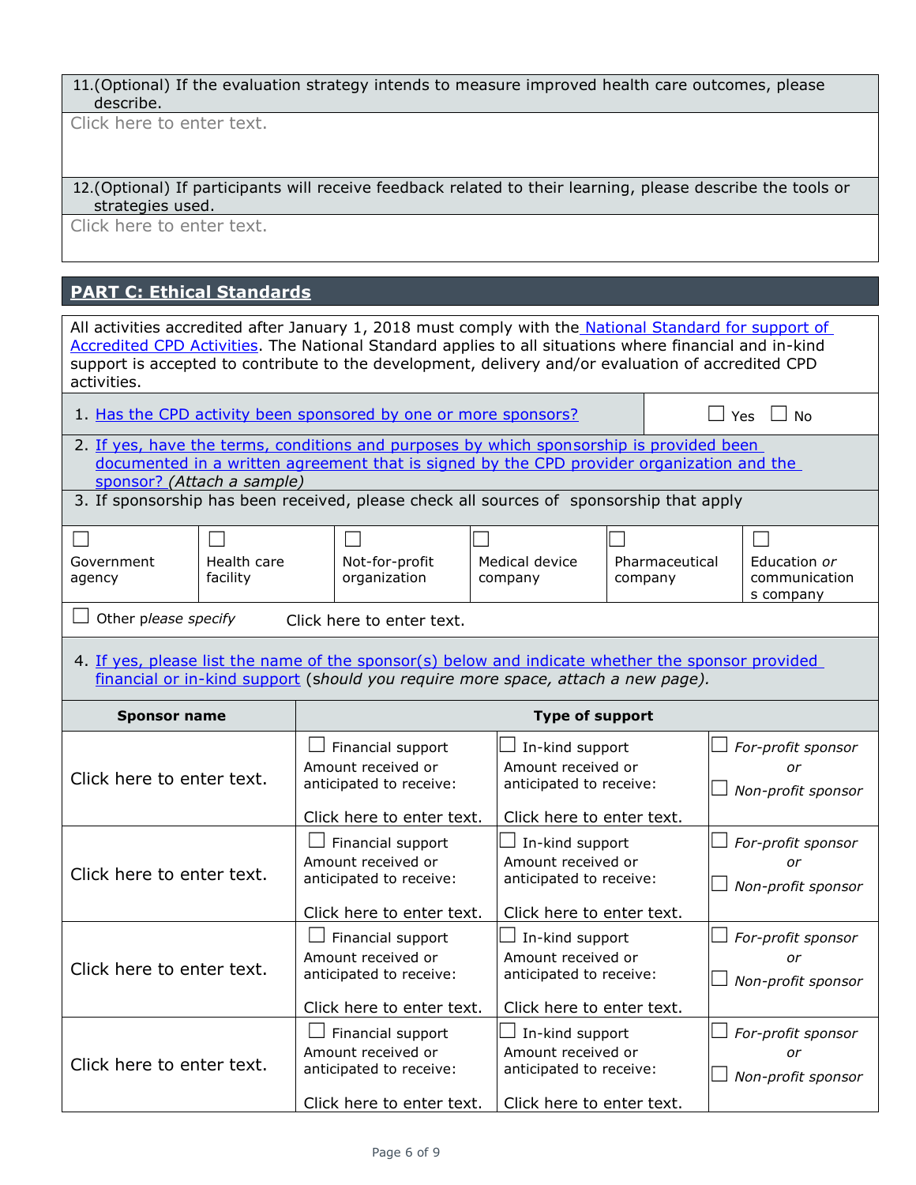11.(Optional) If the evaluation strategy intends to measure improved health care outcomes, please describe.

Click here to enter text.

12.(Optional) If participants will receive feedback related to their learning, please describe the tools or strategies used.

Click here to enter text.

## PART C: Ethical Standards

All activities accredited after January 1, 2018 must comply with the National Standard for support of Accredited CPD Activities. The National Standard applies to all situations where financial and in-kind support is accepted to contribute to the development, delivery and/or evaluation of accredited CPD activities.

1. Has the CPD activity been sponsored by one or more sponsors? ☐ Yes ☐ No
2. If yes, have the terms, conditions and purposes by which sponsorship is provided been documented in a written agreement that is signed by the CPD provider organization and the sponsor? *(Attach a sample)*
3. If sponsorship has been received, please check all sources of sponsorship that apply

| ☐ Government agency | ☐ Health care facility | ☐ Not-for-profit organization | ☐ Medical device company | ☐ Pharmaceutical company | ☐ Education *or* communications company |
|---|---|---|---|---|---|

☐ Other p*lease specify* Click here to enter text.

4. If yes, please list the name of the sponsor(s) below and indicate whether the sponsor provided financial or in-kind support (*should you require more space, attach a new page).*

| Sponsor name | Type of support | | |
|---|---|---|---|
| Click here to enter text. | ☐ Financial support<br>Amount received or anticipated to receive:<br>Click here to enter text. | ☐ In-kind support<br>Amount received or anticipated to receive:<br>Click here to enter text. | ☐ *For-profit sponsor*<br>*or*<br>☐ *Non-profit sponsor* |
| Click here to enter text. | ☐ Financial support<br>Amount received or anticipated to receive:<br>Click here to enter text. | ☐ In-kind support<br>Amount received or anticipated to receive:<br>Click here to enter text. | ☐ *For-profit sponsor*<br>*or*<br>☐ *Non-profit sponsor* |
| Click here to enter text. | ☐ Financial support<br>Amount received or anticipated to receive:<br>Click here to enter text. | ☐ In-kind support<br>Amount received or anticipated to receive:<br>Click here to enter text. | ☐ *For-profit sponsor*<br>*or*<br>☐ *Non-profit sponsor* |
| Click here to enter text. | ☐ Financial support<br>Amount received or anticipated to receive:<br>Click here to enter text. | ☐ In-kind support<br>Amount received or anticipated to receive:<br>Click here to enter text. | ☐ *For-profit sponsor*<br>*or*<br>☐ *Non-profit sponsor* |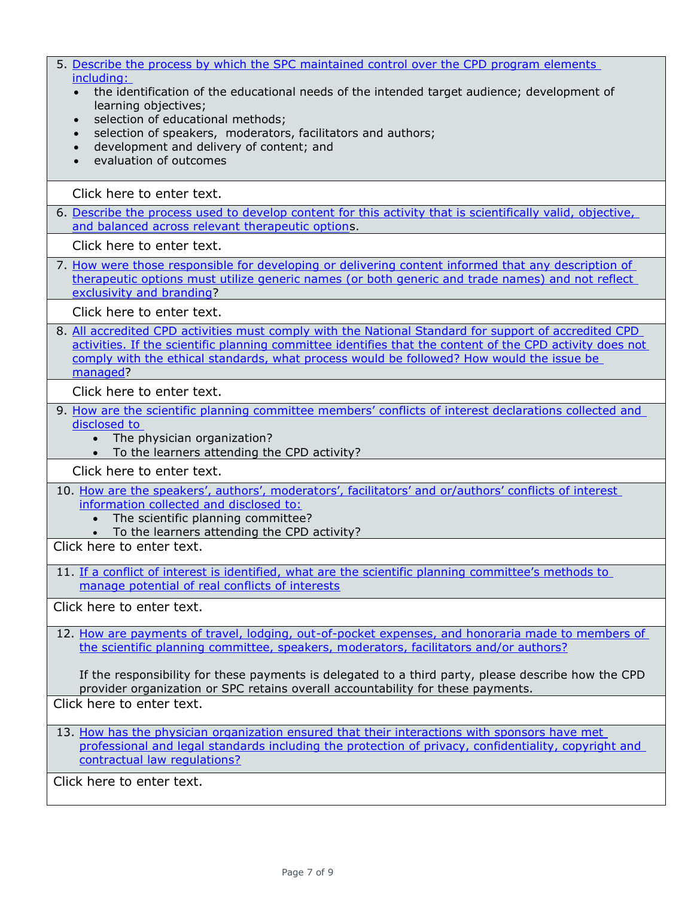5. Describe the process by which the SPC maintained control over the CPD program elements including:
   - the identification of the educational needs of the intended target audience; development of learning objectives;
   - selection of educational methods;
   - selection of speakers, moderators, facilitators and authors;
   - development and delivery of content; and
   - evaluation of outcomes

Click here to enter text.

6. Describe the process used to develop content for this activity that is scientifically valid, objective, and balanced across relevant therapeutic options.

Click here to enter text.

7. How were those responsible for developing or delivering content informed that any description of therapeutic options must utilize generic names (or both generic and trade names) and not reflect exclusivity and branding?

Click here to enter text.

8. All accredited CPD activities must comply with the National Standard for support of accredited CPD activities. If the scientific planning committee identifies that the content of the CPD activity does not comply with the ethical standards, what process would be followed? How would the issue be managed?

Click here to enter text.

9. How are the scientific planning committee members' conflicts of interest declarations collected and disclosed to
   - The physician organization?
   - To the learners attending the CPD activity?

Click here to enter text.

10. How are the speakers', authors', moderators', facilitators' and or/authors' conflicts of interest information collected and disclosed to:
    - The scientific planning committee?
    - To the learners attending the CPD activity?

Click here to enter text.

11. If a conflict of interest is identified, what are the scientific planning committee's methods to manage potential of real conflicts of interests

Click here to enter text.

12. How are payments of travel, lodging, out-of-pocket expenses, and honoraria made to members of the scientific planning committee, speakers, moderators, facilitators and/or authors?

    If the responsibility for these payments is delegated to a third party, please describe how the CPD provider organization or SPC retains overall accountability for these payments.

Click here to enter text.

13. How has the physician organization ensured that their interactions with sponsors have met professional and legal standards including the protection of privacy, confidentiality, copyright and contractual law regulations?

Click here to enter text.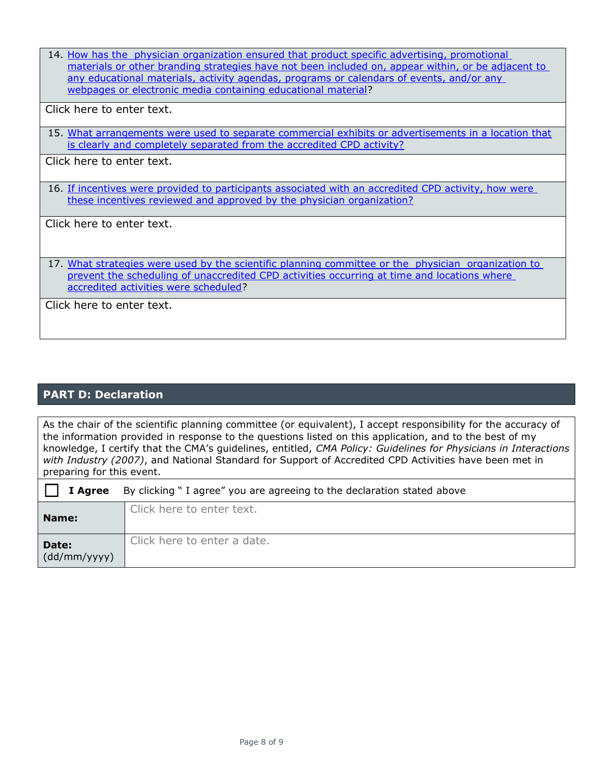14. How has the physician organization ensured that product specific advertising, promotional materials or other branding strategies have not been included on, appear within, or be adjacent to any educational materials, activity agendas, programs or calendars of events, and/or any webpages or electronic media containing educational material?

Click here to enter text.

15. What arrangements were used to separate commercial exhibits or advertisements in a location that is clearly and completely separated from the accredited CPD activity?

Click here to enter text.

16. If incentives were provided to participants associated with an accredited CPD activity, how were these incentives reviewed and approved by the physician organization?

Click here to enter text.

17. What strategies were used by the scientific planning committee or the physician organization to prevent the scheduling of unaccredited CPD activities occurring at time and locations where accredited activities were scheduled?

Click here to enter text.

## PART D: Declaration

As the chair of the scientific planning committee (or equivalent), I accept responsibility for the accuracy of the information provided in response to the questions listed on this application, and to the best of my knowledge, I certify that the CMA's guidelines, entitled, *CMA Policy: Guidelines for Physicians in Interactions with Industry (2007)*, and National Standard for Support of Accredited CPD Activities have been met in preparing for this event.

☐ **I Agree** By clicking " I agree" you are agreeing to the declaration stated above

| | |
|---|---|
| **Name:** | Click here to enter text. |
| **Date:** (dd/mm/yyyy) | Click here to enter a date. |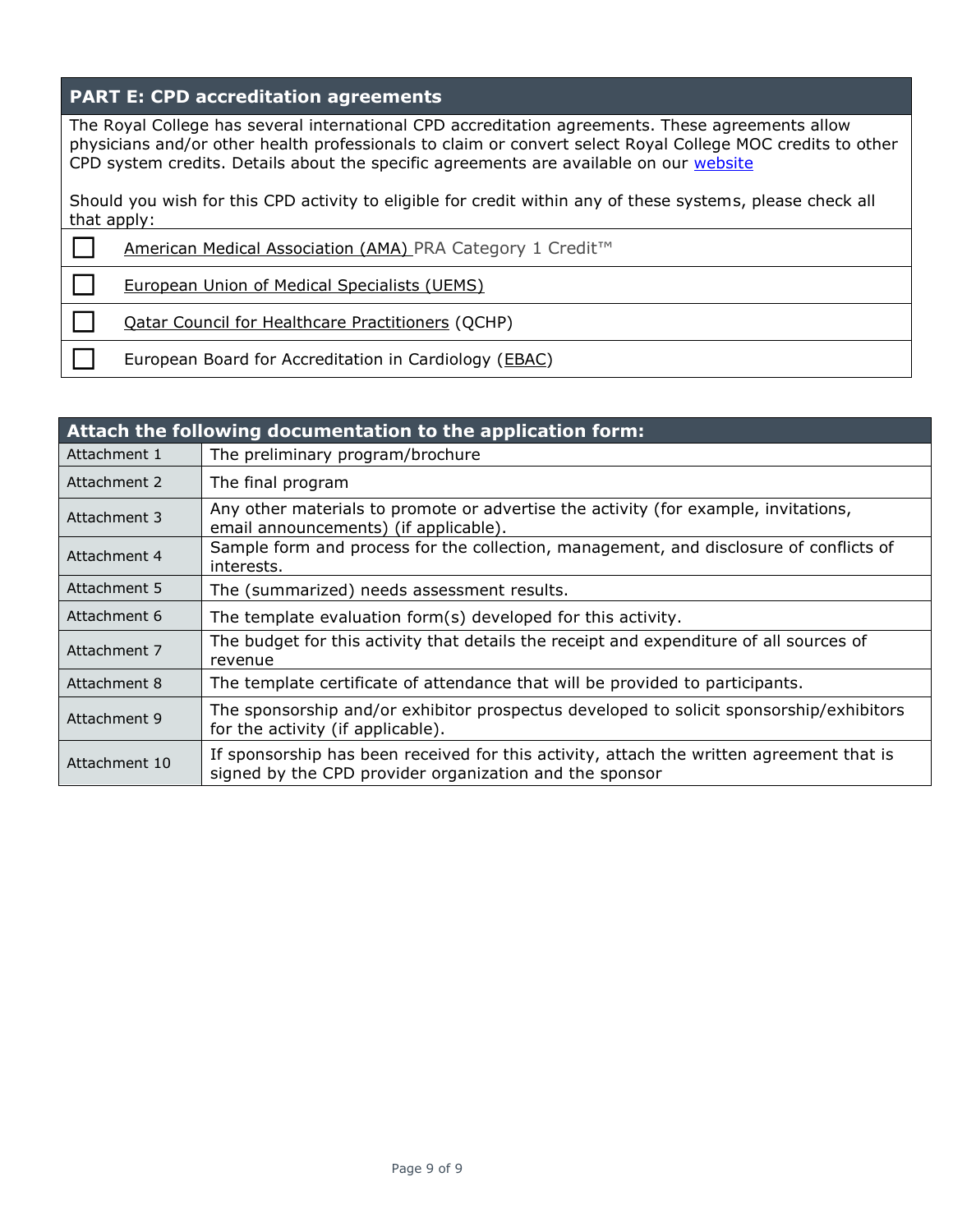## PART E: CPD accreditation agreements

The Royal College has several international CPD accreditation agreements. These agreements allow physicians and/or other health professionals to claim or convert select Royal College MOC credits to other CPD system credits. Details about the specific agreements are available on our website

Should you wish for this CPD activity to eligible for credit within any of these systems, please check all that apply:

- ☐ American Medical Association (AMA) PRA Category 1 Credit™
- ☐ European Union of Medical Specialists (UEMS)
- ☐ Qatar Council for Healthcare Practitioners (QCHP)
- ☐ European Board for Accreditation in Cardiology (EBAC)

| Attach the following documentation to the application form: | |
|---|---|
| Attachment 1 | The preliminary program/brochure |
| Attachment 2 | The final program |
| Attachment 3 | Any other materials to promote or advertise the activity (for example, invitations, email announcements) (if applicable). |
| Attachment 4 | Sample form and process for the collection, management, and disclosure of conflicts of interests. |
| Attachment 5 | The (summarized) needs assessment results. |
| Attachment 6 | The template evaluation form(s) developed for this activity. |
| Attachment 7 | The budget for this activity that details the receipt and expenditure of all sources of revenue |
| Attachment 8 | The template certificate of attendance that will be provided to participants. |
| Attachment 9 | The sponsorship and/or exhibitor prospectus developed to solicit sponsorship/exhibitors for the activity (if applicable). |
| Attachment 10 | If sponsorship has been received for this activity, attach the written agreement that is signed by the CPD provider organization and the sponsor |